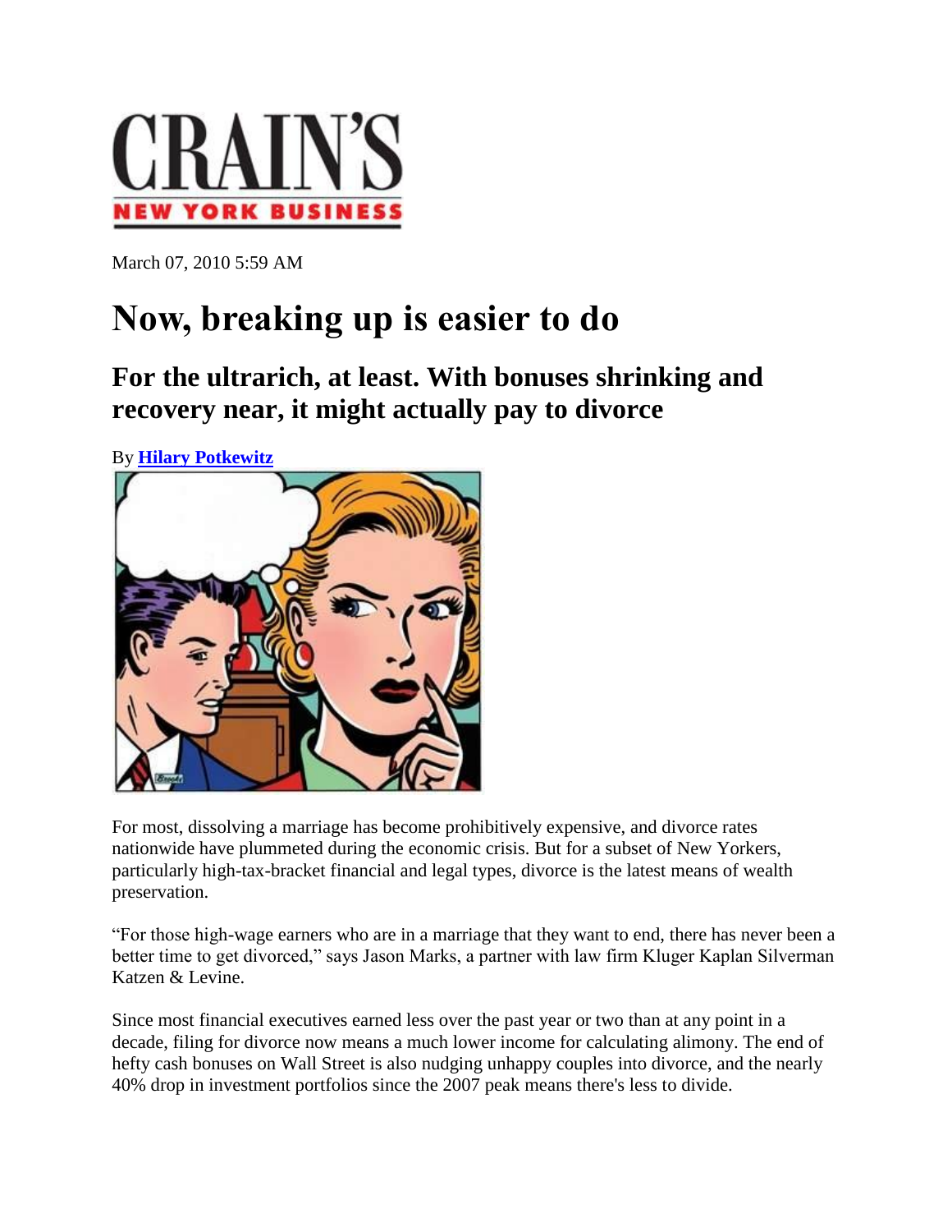# CRAIN'S NEW YORK BUSINESS

March 07, 2010 5:59 AM

# Now, breaking up is easier to do

## For the ultrarich, at least. With bonuses shrinking and recovery near, it might actually pay to divorce

By **Hilary Potkewitz**

For most, dissolving a marriage has become prohibitively expensive, and divorce rates nationwide have plummeted during the economic crisis. But for a subset of New Yorkers, particularly high-tax-bracket financial and legal types, divorce is the latest means of wealth preservation.

"For those high-wage earners who are in a marriage that they want to end, there has never been a better time to get divorced," says Jason Marks, a partner with law firm Kluger Kaplan Silverman Katzen & Levine.

Since most financial executives earned less over the past year or two than at any point in a decade, filing for divorce now means a much lower income for calculating alimony. The end of hefty cash bonuses on Wall Street is also nudging unhappy couples into divorce, and the nearly 40% drop in investment portfolios since the 2007 peak means there's less to divide.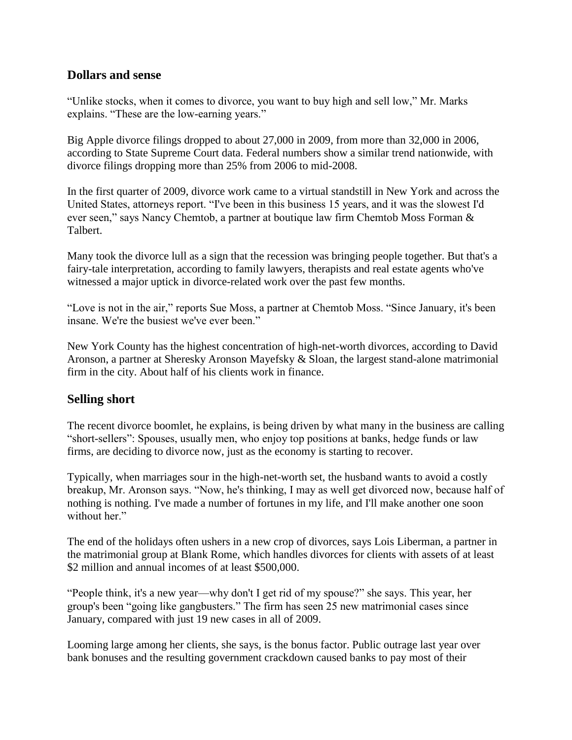## Dollars and sense

"Unlike stocks, when it comes to divorce, you want to buy high and sell low," Mr. Marks explains. "These are the low-earning years."

Big Apple divorce filings dropped to about 27,000 in 2009, from more than 32,000 in 2006, according to State Supreme Court data. Federal numbers show a similar trend nationwide, with divorce filings dropping more than 25% from 2006 to mid-2008.

In the first quarter of 2009, divorce work came to a virtual standstill in New York and across the United States, attorneys report. "I've been in this business 15 years, and it was the slowest I'd ever seen," says Nancy Chemtob, a partner at boutique law firm Chemtob Moss Forman & Talbert.

Many took the divorce lull as a sign that the recession was bringing people together. But that's a fairy-tale interpretation, according to family lawyers, therapists and real estate agents who've witnessed a major uptick in divorce-related work over the past few months.

"Love is not in the air," reports Sue Moss, a partner at Chemtob Moss. "Since January, it's been insane. We're the busiest we've ever been."

New York County has the highest concentration of high-net-worth divorces, according to David Aronson, a partner at Sheresky Aronson Mayefsky & Sloan, the largest stand-alone matrimonial firm in the city. About half of his clients work in finance.

## Selling short

The recent divorce boomlet, he explains, is being driven by what many in the business are calling "short-sellers": Spouses, usually men, who enjoy top positions at banks, hedge funds or law firms, are deciding to divorce now, just as the economy is starting to recover.

Typically, when marriages sour in the high-net-worth set, the husband wants to avoid a costly breakup, Mr. Aronson says. "Now, he's thinking, I may as well get divorced now, because half of nothing is nothing. I've made a number of fortunes in my life, and I'll make another one soon without her."

The end of the holidays often ushers in a new crop of divorces, says Lois Liberman, a partner in the matrimonial group at Blank Rome, which handles divorces for clients with assets of at least $2 million and annual incomes of at least $500,000.

"People think, it's a new year—why don't I get rid of my spouse?" she says. This year, her group's been "going like gangbusters." The firm has seen 25 new matrimonial cases since January, compared with just 19 new cases in all of 2009.

Looming large among her clients, she says, is the bonus factor. Public outrage last year over bank bonuses and the resulting government crackdown caused banks to pay most of their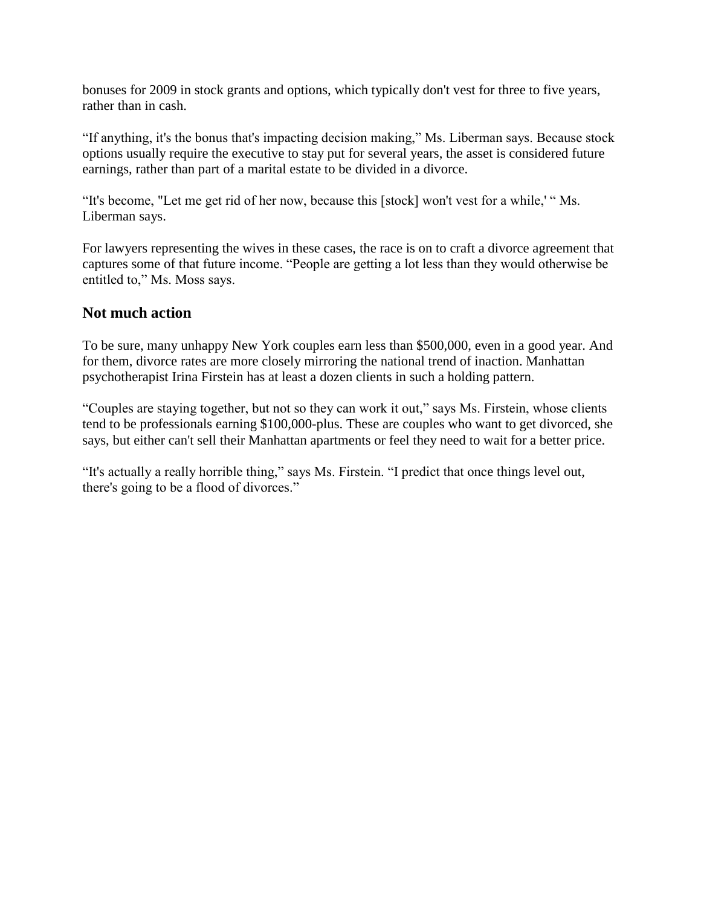bonuses for 2009 in stock grants and options, which typically don't vest for three to five years, rather than in cash.

“If anything, it's the bonus that's impacting decision making,” Ms. Liberman says. Because stock options usually require the executive to stay put for several years, the asset is considered future earnings, rather than part of a marital estate to be divided in a divorce.

“It's become, "Let me get rid of her now, because this [stock] won't vest for a while,' “ Ms. Liberman says.

For lawyers representing the wives in these cases, the race is on to craft a divorce agreement that captures some of that future income. “People are getting a lot less than they would otherwise be entitled to,” Ms. Moss says.

## Not much action

To be sure, many unhappy New York couples earn less than $500,000, even in a good year. And for them, divorce rates are more closely mirroring the national trend of inaction. Manhattan psychotherapist Irina Firstein has at least a dozen clients in such a holding pattern.

“Couples are staying together, but not so they can work it out,” says Ms. Firstein, whose clients tend to be professionals earning $100,000-plus. These are couples who want to get divorced, she says, but either can't sell their Manhattan apartments or feel they need to wait for a better price.

“It's actually a really horrible thing,” says Ms. Firstein. “I predict that once things level out, there's going to be a flood of divorces.”